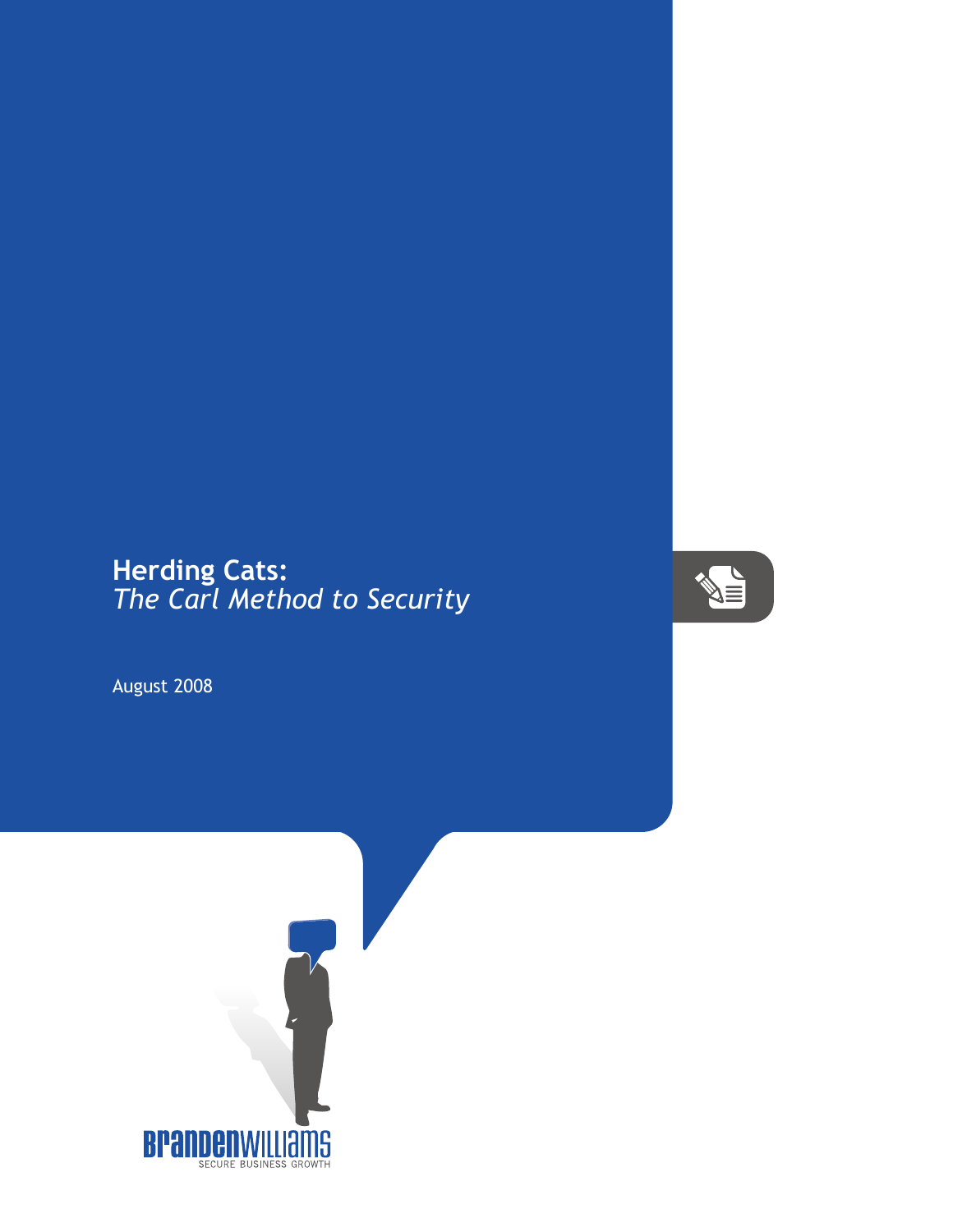# Herding Cats:
*The Carl Method to Security*

August 2008

BRANDENWILLIAMS
SECURE BUSINESS GROWTH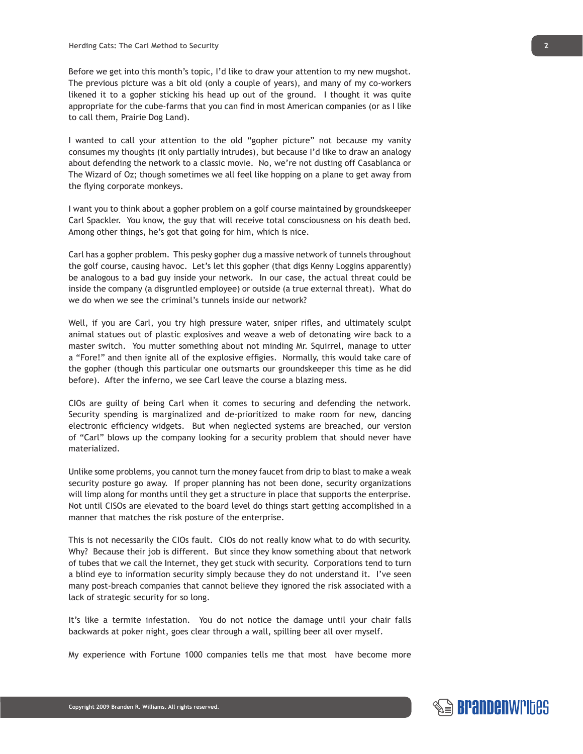Before we get into this month's topic, I'd like to draw your attention to my new mugshot. The previous picture was a bit old (only a couple of years), and many of my co-workers likened it to a gopher sticking his head up out of the ground. I thought it was quite appropriate for the cube-farms that you can find in most American companies (or as I like to call them, Prairie Dog Land).

I wanted to call your attention to the old "gopher picture" not because my vanity consumes my thoughts (it only partially intrudes), but because I'd like to draw an analogy about defending the network to a classic movie. No, we're not dusting off Casablanca or The Wizard of Oz; though sometimes we all feel like hopping on a plane to get away from the flying corporate monkeys.

I want you to think about a gopher problem on a golf course maintained by groundskeeper Carl Spackler. You know, the guy that will receive total consciousness on his death bed. Among other things, he's got that going for him, which is nice.

Carl has a gopher problem. This pesky gopher dug a massive network of tunnels throughout the golf course, causing havoc. Let's let this gopher (that digs Kenny Loggins apparently) be analogous to a bad guy inside your network. In our case, the actual threat could be inside the company (a disgruntled employee) or outside (a true external threat). What do we do when we see the criminal's tunnels inside our network?

Well, if you are Carl, you try high pressure water, sniper rifles, and ultimately sculpt animal statues out of plastic explosives and weave a web of detonating wire back to a master switch. You mutter something about not minding Mr. Squirrel, manage to utter a "Fore!" and then ignite all of the explosive effigies. Normally, this would take care of the gopher (though this particular one outsmarts our groundskeeper this time as he did before). After the inferno, we see Carl leave the course a blazing mess.

CIOs are guilty of being Carl when it comes to securing and defending the network. Security spending is marginalized and de-prioritized to make room for new, dancing electronic efficiency widgets. But when neglected systems are breached, our version of "Carl" blows up the company looking for a security problem that should never have materialized.

Unlike some problems, you cannot turn the money faucet from drip to blast to make a weak security posture go away. If proper planning has not been done, security organizations will limp along for months until they get a structure in place that supports the enterprise. Not until CISOs are elevated to the board level do things start getting accomplished in a manner that matches the risk posture of the enterprise.

This is not necessarily the CIOs fault. CIOs do not really know what to do with security. Why? Because their job is different. But since they know something about that network of tubes that we call the Internet, they get stuck with security. Corporations tend to turn a blind eye to information security simply because they do not understand it. I've seen many post-breach companies that cannot believe they ignored the risk associated with a lack of strategic security for so long.

It's like a termite infestation. You do not notice the damage until your chair falls backwards at poker night, goes clear through a wall, spilling beer all over myself.

My experience with Fortune 1000 companies tells me that most have become more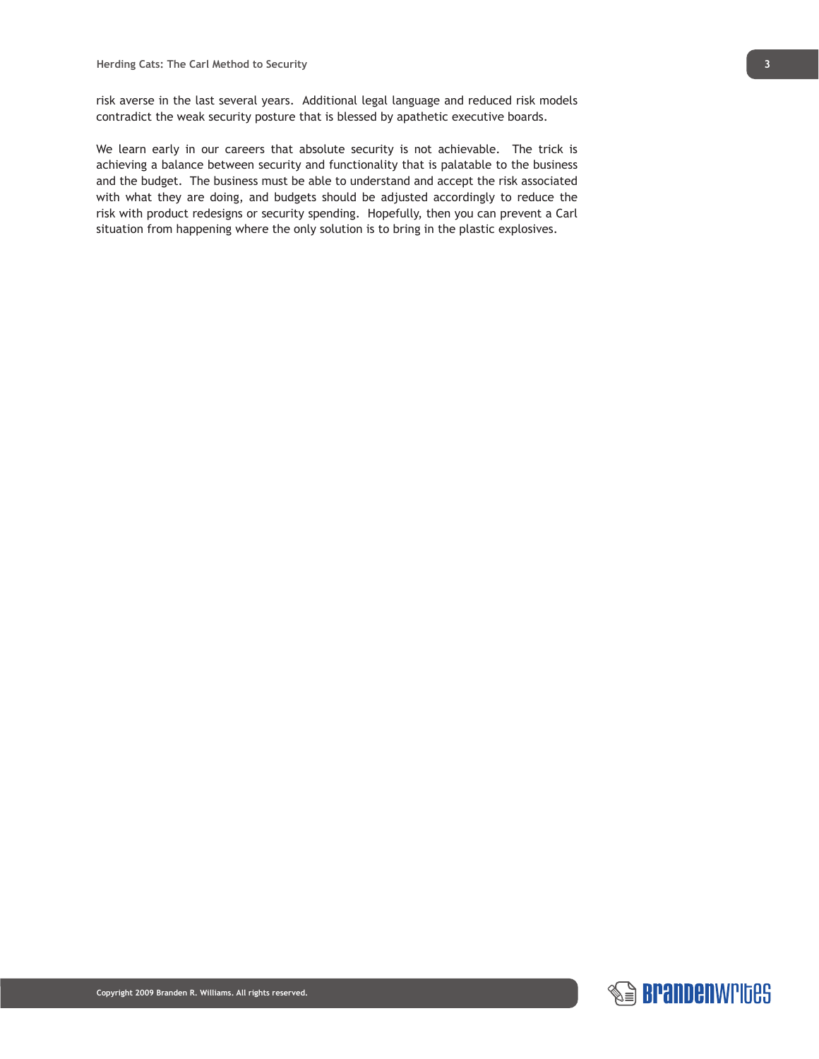risk averse in the last several years. Additional legal language and reduced risk models contradict the weak security posture that is blessed by apathetic executive boards.

We learn early in our careers that absolute security is not achievable. The trick is achieving a balance between security and functionality that is palatable to the business and the budget. The business must be able to understand and accept the risk associated with what they are doing, and budgets should be adjusted accordingly to reduce the risk with product redesigns or security spending. Hopefully, then you can prevent a Carl situation from happening where the only solution is to bring in the plastic explosives.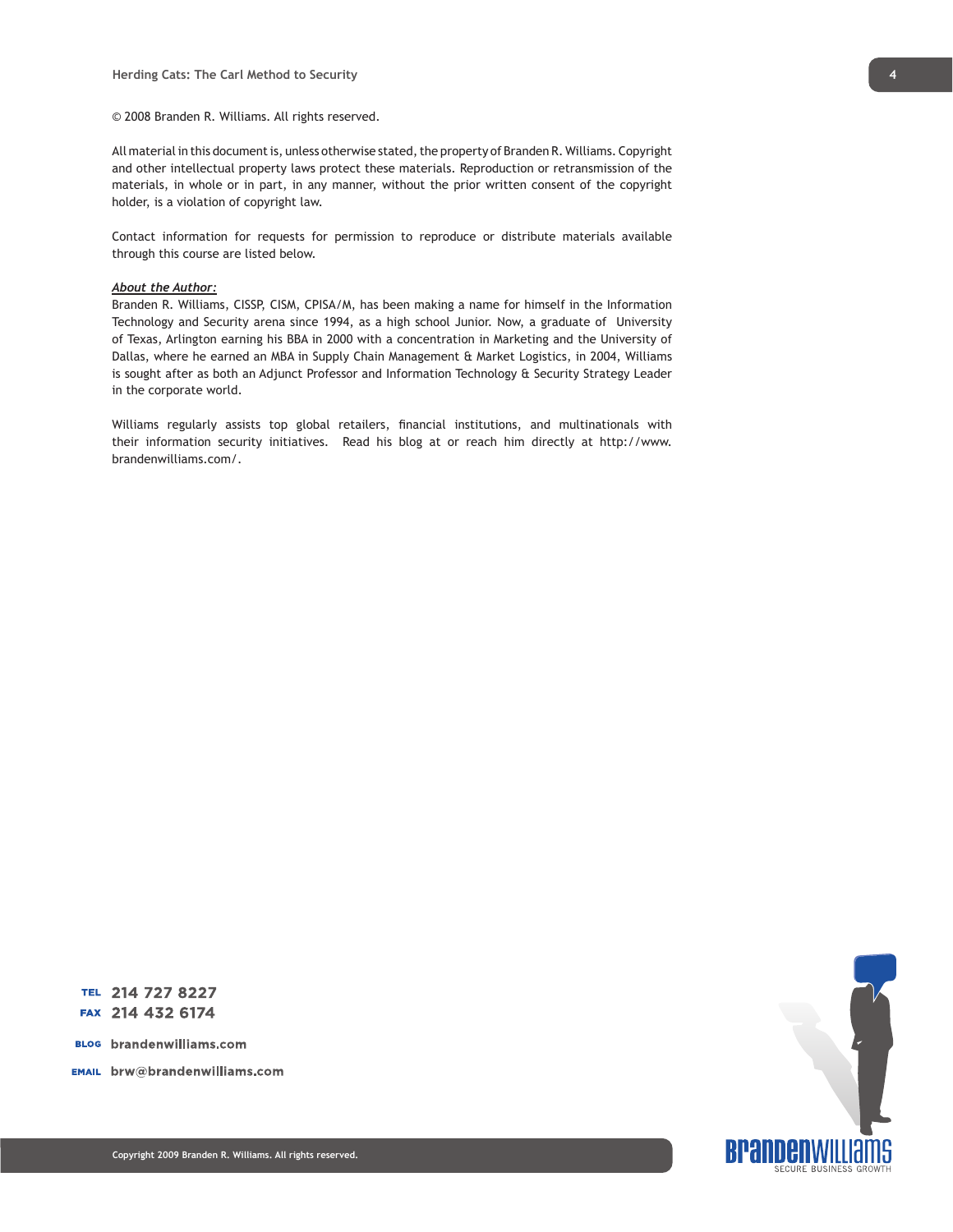© 2008 Branden R. Williams. All rights reserved.

All material in this document is, unless otherwise stated, the property of Branden R. Williams. Copyright and other intellectual property laws protect these materials. Reproduction or retransmission of the materials, in whole or in part, in any manner, without the prior written consent of the copyright holder, is a violation of copyright law.

Contact information for requests for permission to reproduce or distribute materials available through this course are listed below.

***About the Author:***

Branden R. Williams, CISSP, CISM, CPISA/M, has been making a name for himself in the Information Technology and Security arena since 1994, as a high school Junior. Now, a graduate of University of Texas, Arlington earning his BBA in 2000 with a concentration in Marketing and the University of Dallas, where he earned an MBA in Supply Chain Management & Market Logistics, in 2004, Williams is sought after as both an Adjunct Professor and Information Technology & Security Strategy Leader in the corporate world.

Williams regularly assists top global retailers, financial institutions, and multinationals with their information security initiatives. Read his blog at or reach him directly at http://www.brandenwilliams.com/.

**TEL** 214 727 8227
**FAX** 214 432 6174

**BLOG** brandenwilliams.com

**EMAIL** brw@brandenwilliams.com

Copyright 2009 Branden R. Williams. All rights reserved.

BRANDENWILLIAMS
SECURE BUSINESS GROWTH